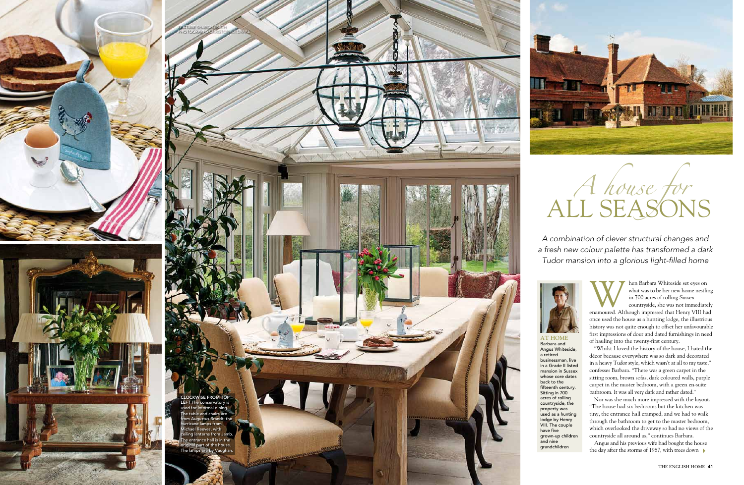FEATURE SHARON SMITH
PHOTOGRAPHS CHRISTOPHER DRAKE

# *A house for* ALL SEASONS

*A combination of clever structural changes and a fresh new colour palette has transformed a dark Tudor mansion into a glorious light-filled home*

**AT HOME** Barbara and Angus Whiteside, a retired businessman, live in a Grade II listed mansion in Sussex whose core dates back to the fifteenth century. Sitting in 700 acres of rolling countryside, the property was used as a hunting lodge by Henry VIII. The couple have five grown-up children and nine grandchildren

When Barbara Whiteside set eyes on what was to be her new home nestling in 700 acres of rolling Sussex countryside, she was not immediately enamoured. Although impressed that Henry VIII had once used the house as a hunting lodge, the illustrious history was not quite enough to offset her unfavourable first impressions of dour and dated furnishings in need of hauling into the twenty-first century.

"Whilst I loved the history of the house, I hated the décor because everywhere was so dark and decorated in a heavy Tudor style, which wasn't at all to my taste," confesses Barbara. "There was a green carpet in the sitting room, brown sofas, dark coloured walls, purple carpet in the master bedroom, with a green en-suite bathroom. It was all very dark and rather dated."

Nor was she much more impressed with the layout. "The house had six bedrooms but the kitchen was tiny, the entrance hall cramped, and we had to walk through the bathroom to get to the master bedroom, which overlooked the driveway so had no views of the countryside all around us," continues Barbara.

Angus and his previous wife had bought the house the day after the storms of 1987, with trees down

**CLOCKWISE FROM TOP LEFT** The conservatory is used for informal dining. The table and chairs are from Augustus Brandt; the hurricane lamps from Michael Reeves, with ceiling lanterns from Jamb. The entrance hall is in the original part of the house. The lamps are by Vaughan.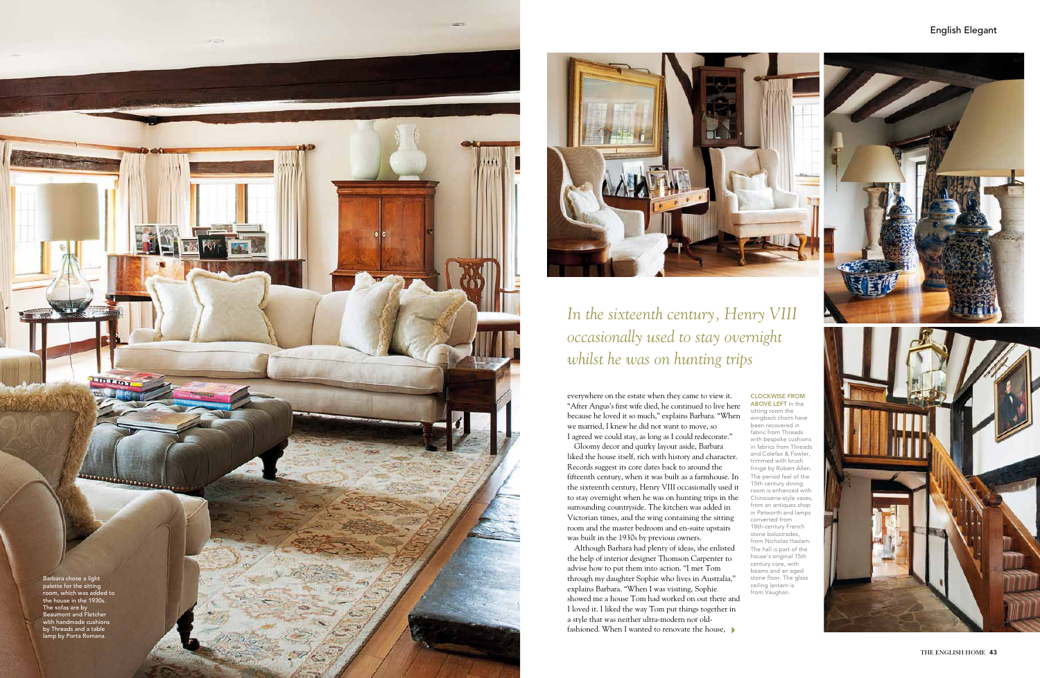*In the sixteenth century, Henry VIII occasionally used to stay overnight whilst he was on hunting trips*

everywhere on the estate when they came to view it. "After Angus's first wife died, he continued to live here because he loved it so much," explains Barbara. "When we married, I knew he did not want to move, so I agreed we could stay, as long as I could redecorate."

Gloomy decor and quirky layout aside, Barbara liked the house itself, rich with history and character. Records suggest its core dates back to around the fifteenth century, when it was built as a farmhouse. In the sixteenth century, Henry VIII occasionally used it to stay overnight when he was on hunting trips in the surrounding countryside. The kitchen was added in Victorian times, and the wing containing the sitting room and the master bedroom and en-suite upstairs was built in the 1930s by previous owners.

Although Barbara had plenty of ideas, she enlisted the help of interior designer Thomson Carpenter to advise how to put them into action. "I met Tom through my daughter Sophie who lives in Australia," explains Barbara. "When I was visiting, Sophie showed me a house Tom had worked on out there and I liked the way Tom put things together in a style that was neither ultra-modern nor old-fashioned. When I wanted to renovate the house,

**CLOCKWISE FROM ABOVE LEFT** In the sitting room the wingback chairs have been recovered in fabric from Threads with bespoke cushions in fabrics from Threads and Colefax & Fowler, trimmed with brush fringe by Robert Allen. The period feel of the 15th century dining room is enhanced with Chinoiserie-style vases, from an antiques shop in Petworth and lamps converted from 18th-century French stone balustrades, from Nicholas Haslam. The hall is part of the house's original 15th century core, with beams and an aged stone floor. The glass ceiling lantern is from Vaughan.

Barbara chose a light palette for the sitting room, which was added to the house in the 1930s. The sofas are by Beaumont and Fletcher with handmade cushions by Threads and a table lamp by Porta Romana.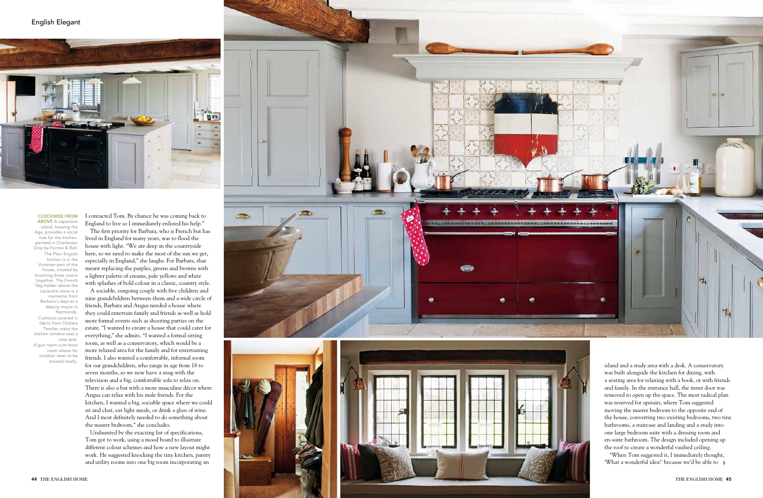**CLOCKWISE FROM ABOVE** A capacious island, housing the Aga, provides a social hub for the kitchen, painted in Charleston Gray by Farrow & Ball. The Plain English kitchen is in the Victorian part of the house, created by knocking three rooms together. The French flag holder above the Lacanche stove is a memento from Barbara's days as a deputy mayor in Normandy. Cushions covered in fabric from Chelsea Textiles make the kitchen window seat a cosy spot. A gun room-cum-boot room allows for outdoor wear to be stowed neatly.

I contacted Tom. By chance he was coming back to England to live so I immediately enlisted his help."

The first priority for Barbara, who is French but has lived in England for many years, was to flood the house with light. "We are deep in the countryside here, so we need to make the most of the sun we get, especially in England," she laughs. For Barbara, that meant replacing the purples, greens and browns with a lighter palette of creams, pale yellows and white with splashes of bold colour in a classic, country style.

A sociable, outgoing couple with five children and nine grandchildren between them and a wide circle of friends, Barbara and Angus needed a house where they could entertain family and friends as well as hold more formal events such as shooting parties on the estate. "I wanted to create a house that could cater for everything," she admits. "I wanted a formal sitting room, as well as a conservatory, which would be a more relaxed area for the family and for entertaining friends. I also wanted a comfortable, informal room for our grandchildren, who range in age from 18 to seven months, so we now have a snug with the television and a big, comfortable sofa to relax on. There is also a bar with a more masculine décor where Angus can relax with his male friends. For the kitchen, I wanted a big, sociable space where we could sit and chat, eat light meals, or drink a glass of wine. And I most definitely needed to do something about the master bedroom," she concludes.

Undaunted by the exacting list of specifications, Tom got to work, using a mood board to illustrate different colour schemes and how a new layout might work. He suggested knocking the tiny kitchen, pantry and utility rooms into one big room incorporating an island and a study area with a desk. A conservatory was built alongside the kitchen for dining, with a seating area for relaxing with a book, or with friends and family. In the entrance hall, the inner door was removed to open up the space. The most radical plan was reserved for upstairs, where Tom suggested moving the master bedroom to the opposite end of the house, converting two existing bedrooms, two tiny bathrooms, a staircase and landing and a study into one large bedroom suite with a dressing room and en-suite bathroom. The design included opening up the roof to create a wonderful vaulted ceiling.

"When Tom suggested it, I immediately thought, 'What a wonderful idea!' because we'd be able to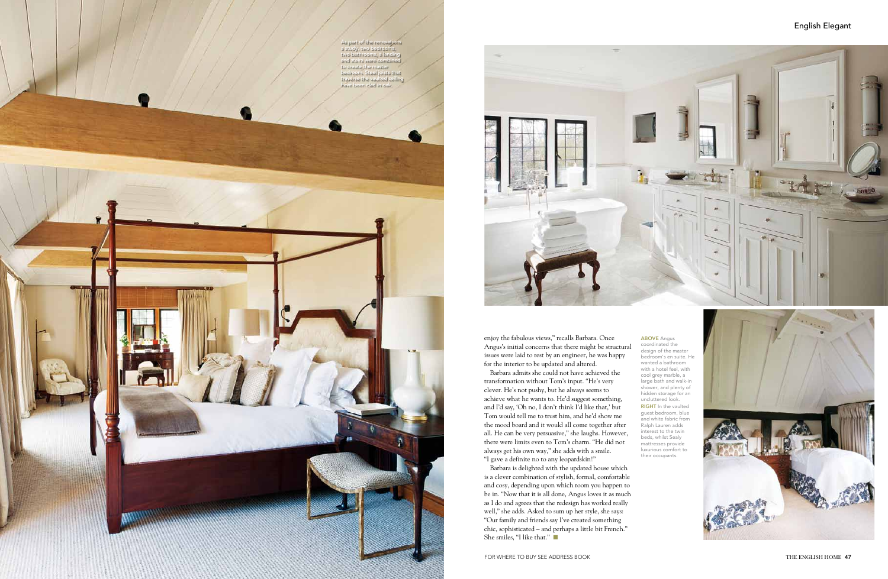As part of the renovations a study, two bedrooms, two bathrooms, a landing and stairs were combined to create the master bedroom. Steel joists that traverse the vaulted ceiling have been clad in oak.

enjoy the fabulous views," recalls Barbara. Once Angus's initial concerns that there might be structural issues were laid to rest by an engineer, he was happy for the interior to be updated and altered.

Barbara admits she could not have achieved the transformation without Tom's input. "He's very clever. He's not pushy, but he always seems to achieve what he wants to. He'd suggest something, and I'd say, 'Oh no, I don't think I'd like that,' but Tom would tell me to trust him, and he'd show me the mood board and it would all come together after all. He can be very persuasive," she laughs. However, there were limits even to Tom's charm. "He did not always get his own way," she adds with a smile. "I gave a definite no to any leopardskin!"

Barbara is delighted with the updated house which is a clever combination of stylish, formal, comfortable and cosy, depending upon which room you happen to be in. "Now that it is all done, Angus loves it as much as I do and agrees that the redesign has worked really well," she adds. Asked to sum up her style, she says: "Our family and friends say I've created something chic, sophisticated – and perhaps a little bit French." She smiles, "I like that." ■

**ABOVE** Angus coordinated the design of the master bedroom's en suite. He wanted a bathroom with a hotel feel, with cool grey marble, a large bath and walk-in shower, and plenty of hidden storage for an uncluttered look.
**RIGHT** In the vaulted guest bedroom, blue and white fabric from Ralph Lauren adds interest to the twin beds, whilst Sealy mattresses provide luxurious comfort to their occupants.

FOR WHERE TO BUY SEE ADDRESS BOOK